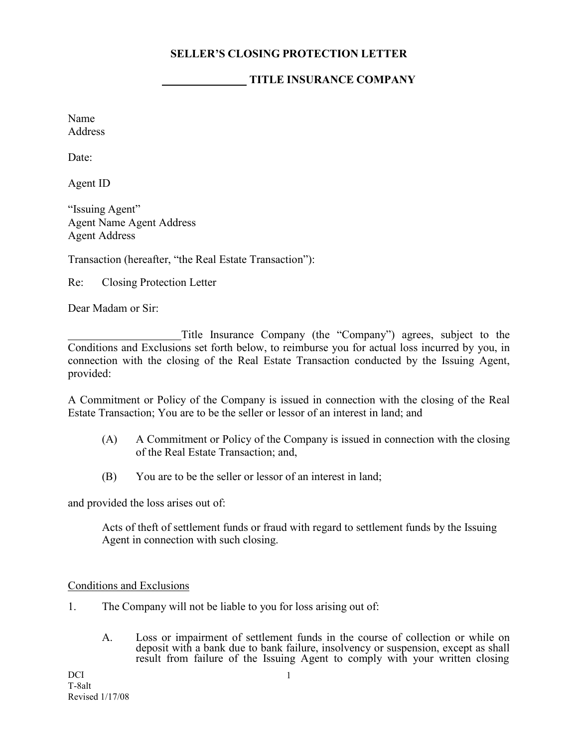## SELLER'S CLOSING PROTECTION LETTER

## ______________ TITLE INSURANCE COMPANY

Name
Address

Date:

Agent ID

"Issuing Agent"
Agent Name Agent Address
Agent Address

Transaction (hereafter, "the Real Estate Transaction"):

Re: Closing Protection Letter

Dear Madam or Sir:

____________________Title Insurance Company (the "Company") agrees, subject to the Conditions and Exclusions set forth below, to reimburse you for actual loss incurred by you, in connection with the closing of the Real Estate Transaction conducted by the Issuing Agent, provided:

A Commitment or Policy of the Company is issued in connection with the closing of the Real Estate Transaction; You are to be the seller or lessor of an interest in land; and

(A) A Commitment or Policy of the Company is issued in connection with the closing of the Real Estate Transaction; and,

(B) You are to be the seller or lessor of an interest in land;

and provided the loss arises out of:

> Acts of theft of settlement funds or fraud with regard to settlement funds by the Issuing Agent in connection with such closing.

<u>Conditions and Exclusions</u>

1. The Company will not be liable to you for loss arising out of:

   A. Loss or impairment of settlement funds in the course of collection or while on deposit with a bank due to bank failure, insolvency or suspension, except as shall result from failure of the Issuing Agent to comply with your written closing

DCI
T-8alt
Revised 1/17/08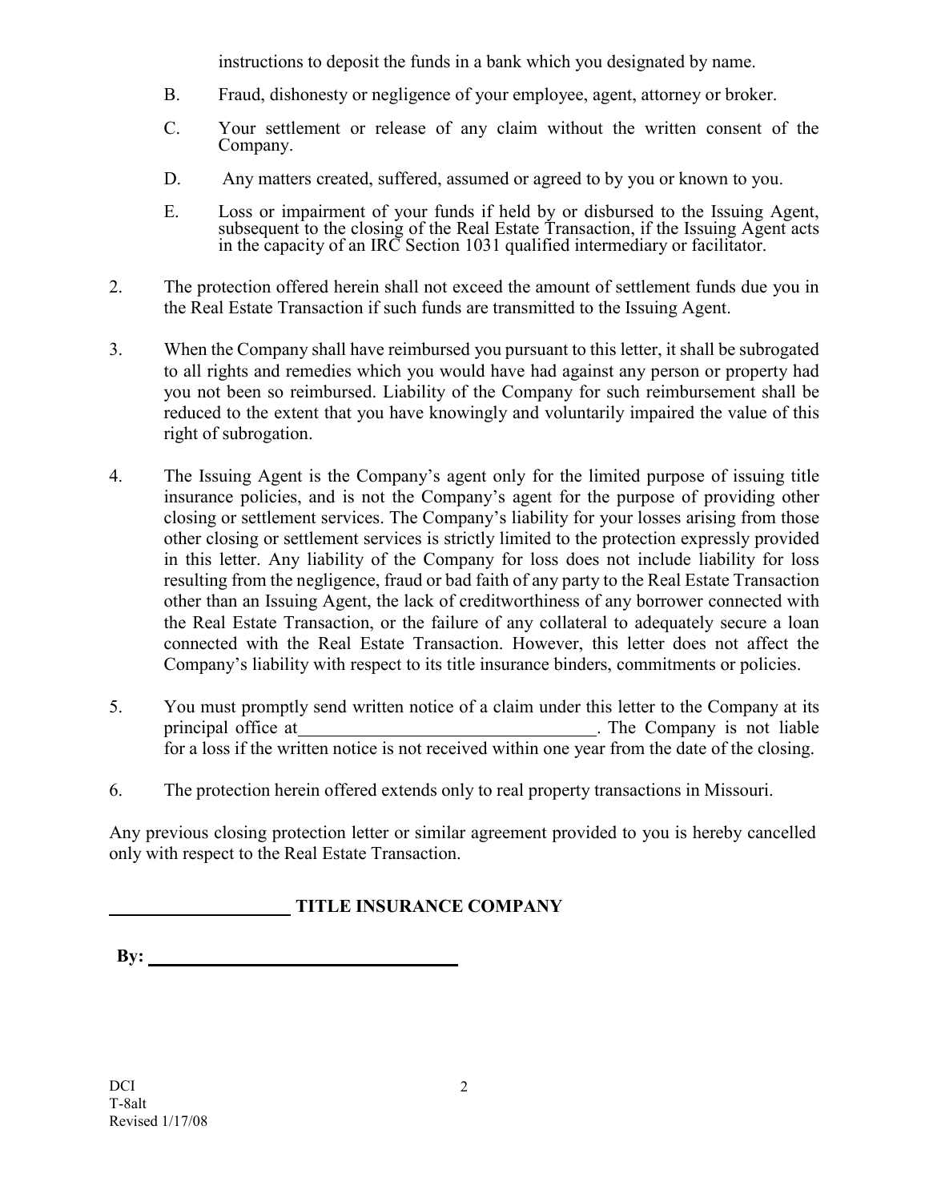instructions to deposit the funds in a bank which you designated by name.

B. Fraud, dishonesty or negligence of your employee, agent, attorney or broker.

C. Your settlement or release of any claim without the written consent of the Company.

D. Any matters created, suffered, assumed or agreed to by you or known to you.

E. Loss or impairment of your funds if held by or disbursed to the Issuing Agent, subsequent to the closing of the Real Estate Transaction, if the Issuing Agent acts in the capacity of an IRC Section 1031 qualified intermediary or facilitator.

2. The protection offered herein shall not exceed the amount of settlement funds due you in the Real Estate Transaction if such funds are transmitted to the Issuing Agent.

3. When the Company shall have reimbursed you pursuant to this letter, it shall be subrogated to all rights and remedies which you would have had against any person or property had you not been so reimbursed. Liability of the Company for such reimbursement shall be reduced to the extent that you have knowingly and voluntarily impaired the value of this right of subrogation.

4. The Issuing Agent is the Company's agent only for the limited purpose of issuing title insurance policies, and is not the Company's agent for the purpose of providing other closing or settlement services. The Company's liability for your losses arising from those other closing or settlement services is strictly limited to the protection expressly provided in this letter. Any liability of the Company for loss does not include liability for loss resulting from the negligence, fraud or bad faith of any party to the Real Estate Transaction other than an Issuing Agent, the lack of creditworthiness of any borrower connected with the Real Estate Transaction, or the failure of any collateral to adequately secure a loan connected with the Real Estate Transaction. However, this letter does not affect the Company's liability with respect to its title insurance binders, commitments or policies.

5. You must promptly send written notice of a claim under this letter to the Company at its principal office at________________________________. The Company is not liable for a loss if the written notice is not received within one year from the date of the closing.

6. The protection herein offered extends only to real property transactions in Missouri.

Any previous closing protection letter or similar agreement provided to you is hereby cancelled only with respect to the Real Estate Transaction.

____________________ **TITLE INSURANCE COMPANY**

**By:** ________________________________

DCI
T-8alt
Revised 1/17/08